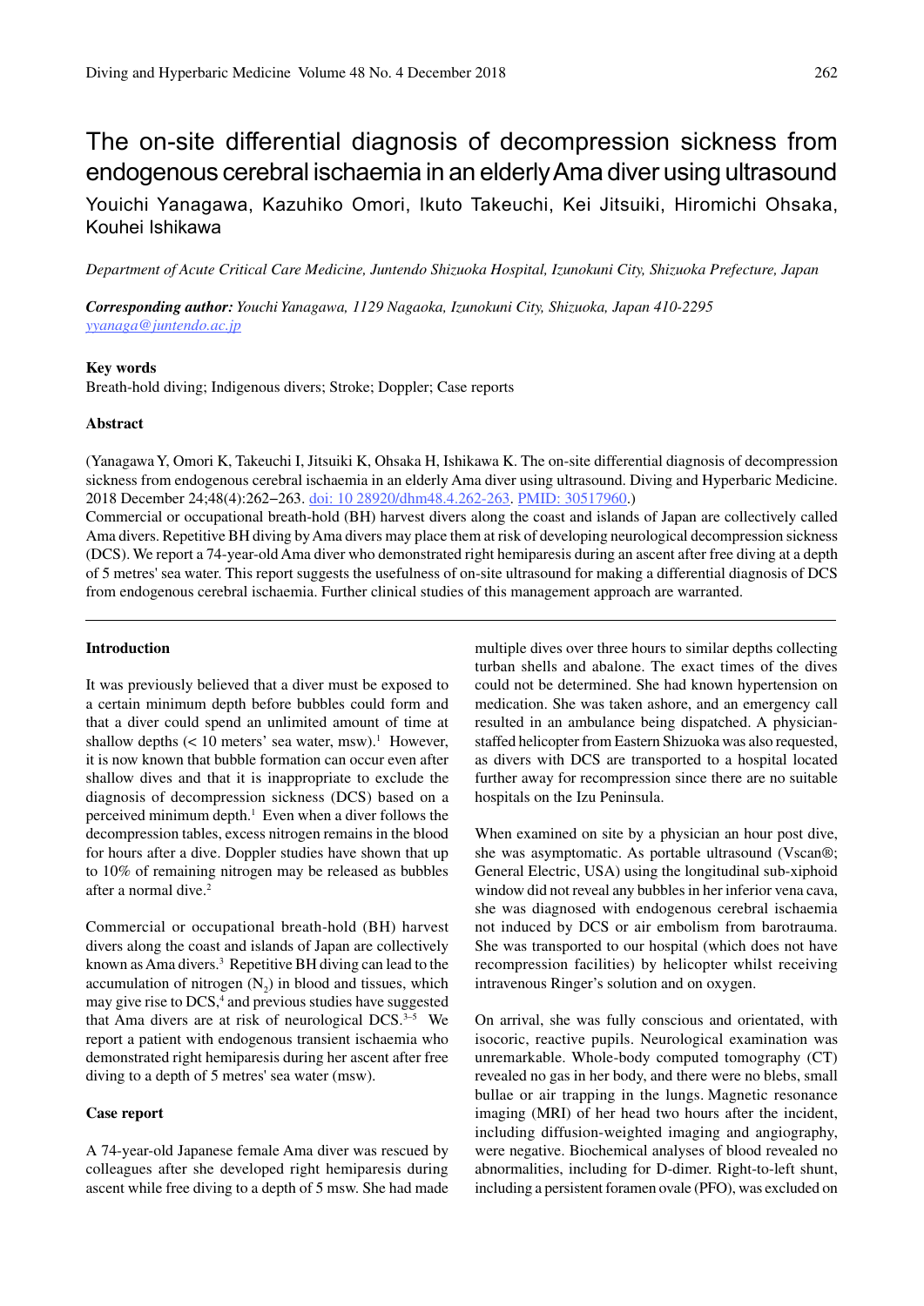# The on-site differential diagnosis of decompression sickness from endogenous cerebral ischaemia in an elderly Ama diver using ultrasound

Youichi Yanagawa, Kazuhiko Omori, Ikuto Takeuchi, Kei Jitsuiki, Hiromichi Ohsaka, Kouhei Ishikawa

*Department of Acute Critical Care Medicine, Juntendo Shizuoka Hospital, Izunokuni City, Shizuoka Prefecture, Japan*

***Corresponding author:*** *Youchi Yanagawa, 1129 Nagaoka, Izunokuni City, Shizuoka, Japan 410-2295*
*yyanaga@juntendo.ac.jp*

### Key words

Breath-hold diving; Indigenous divers; Stroke; Doppler; Case reports

### Abstract

(Yanagawa Y, Omori K, Takeuchi I, Jitsuiki K, Ohsaka H, Ishikawa K. The on-site differential diagnosis of decompression sickness from endogenous cerebral ischaemia in an elderly Ama diver using ultrasound. Diving and Hyperbaric Medicine. 2018 December 24;48(4):262–263. doi: 10 28920/dhm48.4.262-263. PMID: 30517960.)

Commercial or occupational breath-hold (BH) harvest divers along the coast and islands of Japan are collectively called Ama divers. Repetitive BH diving by Ama divers may place them at risk of developing neurological decompression sickness (DCS). We report a 74-year-old Ama diver who demonstrated right hemiparesis during an ascent after free diving at a depth of 5 metres' sea water. This report suggests the usefulness of on-site ultrasound for making a differential diagnosis of DCS from endogenous cerebral ischaemia. Further clinical studies of this management approach are warranted.

---

### Introduction

It was previously believed that a diver must be exposed to a certain minimum depth before bubbles could form and that a diver could spend an unlimited amount of time at shallow depths (< 10 meters' sea water, msw).[1] However, it is now known that bubble formation can occur even after shallow dives and that it is inappropriate to exclude the diagnosis of decompression sickness (DCS) based on a perceived minimum depth.[1] Even when a diver follows the decompression tables, excess nitrogen remains in the blood for hours after a dive. Doppler studies have shown that up to 10% of remaining nitrogen may be released as bubbles after a normal dive.[2]

Commercial or occupational breath-hold (BH) harvest divers along the coast and islands of Japan are collectively known as Ama divers.[3] Repetitive BH diving can lead to the accumulation of nitrogen ($N_2$) in blood and tissues, which may give rise to DCS,[4] and previous studies have suggested that Ama divers are at risk of neurological DCS.[3–5] We report a patient with endogenous transient ischaemia who demonstrated right hemiparesis during her ascent after free diving to a depth of 5 metres' sea water (msw).

### Case report

A 74-year-old Japanese female Ama diver was rescued by colleagues after she developed right hemiparesis during ascent while free diving to a depth of 5 msw. She had made multiple dives over three hours to similar depths collecting turban shells and abalone. The exact times of the dives could not be determined. She had known hypertension on medication. She was taken ashore, and an emergency call resulted in an ambulance being dispatched. A physician-staffed helicopter from Eastern Shizuoka was also requested, as divers with DCS are transported to a hospital located further away for recompression since there are no suitable hospitals on the Izu Peninsula.

When examined on site by a physician an hour post dive, she was asymptomatic. As portable ultrasound (Vscan®; General Electric, USA) using the longitudinal sub-xiphoid window did not reveal any bubbles in her inferior vena cava, she was diagnosed with endogenous cerebral ischaemia not induced by DCS or air embolism from barotrauma. She was transported to our hospital (which does not have recompression facilities) by helicopter whilst receiving intravenous Ringer's solution and on oxygen.

On arrival, she was fully conscious and orientated, with isocoric, reactive pupils. Neurological examination was unremarkable. Whole-body computed tomography (CT) revealed no gas in her body, and there were no blebs, small bullae or air trapping in the lungs. Magnetic resonance imaging (MRI) of her head two hours after the incident, including diffusion-weighted imaging and angiography, were negative. Biochemical analyses of blood revealed no abnormalities, including for D-dimer. Right-to-left shunt, including a persistent foramen ovale (PFO), was excluded on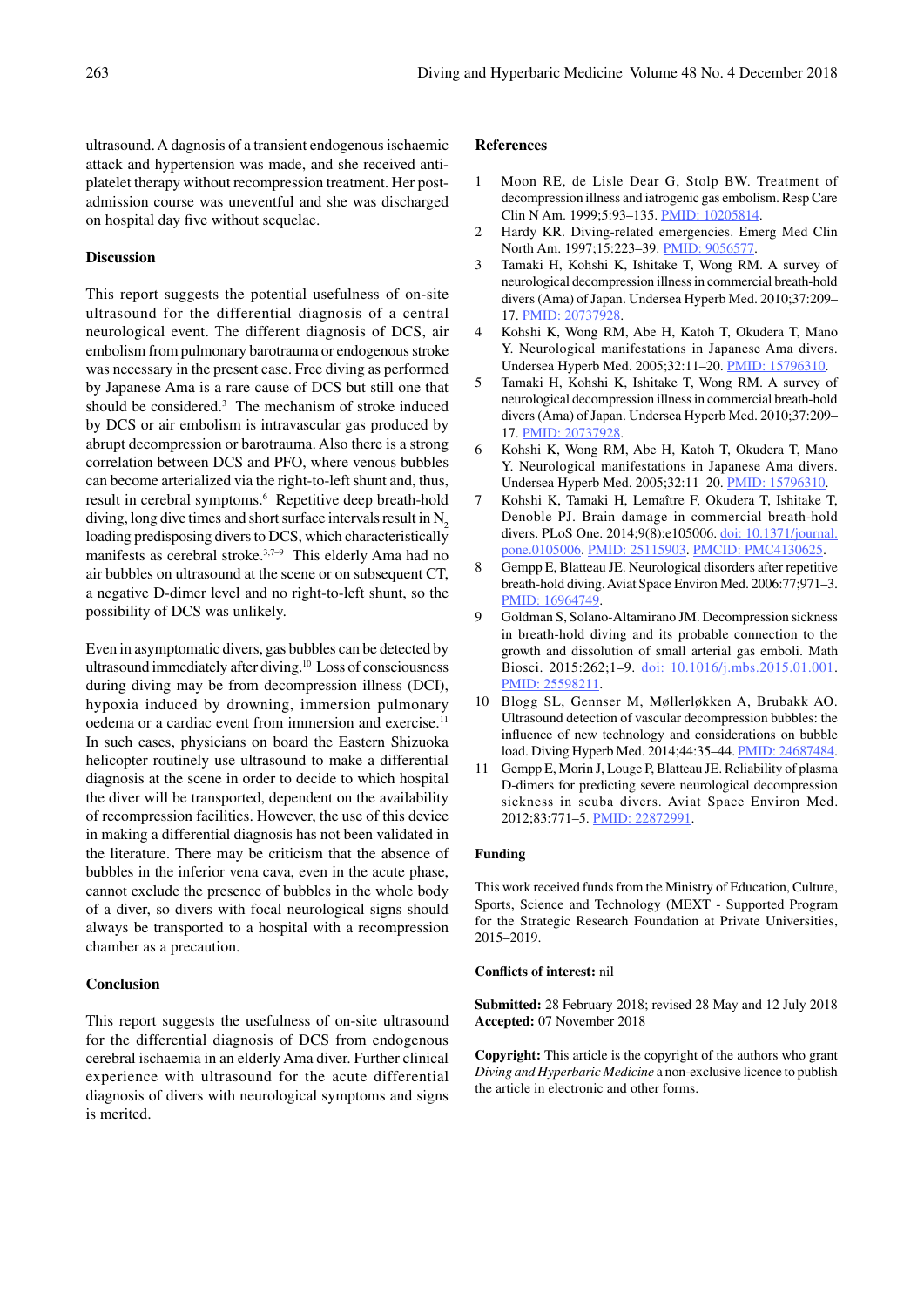ultrasound. A diagnosis of a transient endogenous ischaemic attack and hypertension was made, and she received anti-platelet therapy without recompression treatment. Her post-admission course was uneventful and she was discharged on hospital day five without sequelae.

## Discussion

This report suggests the potential usefulness of on-site ultrasound for the differential diagnosis of a central neurological event. The different diagnosis of DCS, air embolism from pulmonary barotrauma or endogenous stroke was necessary in the present case. Free diving as performed by Japanese Ama is a rare cause of DCS but still one that should be considered.[3] The mechanism of stroke induced by DCS or air embolism is intravascular gas produced by abrupt decompression or barotrauma. Also there is a strong correlation between DCS and PFO, where venous bubbles can become arterialized via the right-to-left shunt and, thus, result in cerebral symptoms.[6] Repetitive deep breath-hold diving, long dive times and short surface intervals result in $N_2$ loading predisposing divers to DCS, which characteristically manifests as cerebral stroke.[3,7–9] This elderly Ama had no air bubbles on ultrasound at the scene or on subsequent CT, a negative D-dimer level and no right-to-left shunt, so the possibility of DCS was unlikely.

Even in asymptomatic divers, gas bubbles can be detected by ultrasound immediately after diving.[10] Loss of consciousness during diving may be from decompression illness (DCI), hypoxia induced by drowning, immersion pulmonary oedema or a cardiac event from immersion and exercise.[11] In such cases, physicians on board the Eastern Shizuoka helicopter routinely use ultrasound to make a differential diagnosis at the scene in order to decide to which hospital the diver will be transported, dependent on the availability of recompression facilities. However, the use of this device in making a differential diagnosis has not been validated in the literature. There may be criticism that the absence of bubbles in the inferior vena cava, even in the acute phase, cannot exclude the presence of bubbles in the whole body of a diver, so divers with focal neurological signs should always be transported to a hospital with a recompression chamber as a precaution.

## Conclusion

This report suggests the usefulness of on-site ultrasound for the differential diagnosis of DCS from endogenous cerebral ischaemia in an elderly Ama diver. Further clinical experience with ultrasound for the acute differential diagnosis of divers with neurological symptoms and signs is merited.

## References

1. Moon RE, de Lisle Dear G, Stolp BW. Treatment of decompression illness and iatrogenic gas embolism. Resp Care Clin N Am. 1999;5:93–135. PMID: 10205814.
2. Hardy KR. Diving-related emergencies. Emerg Med Clin North Am. 1997;15:223–39. PMID: 9056577.
3. Tamaki H, Kohshi K, Ishitake T, Wong RM. A survey of neurological decompression illness in commercial breath-hold divers (Ama) of Japan. Undersea Hyperb Med. 2010;37:209–17. PMID: 20737928.
4. Kohshi K, Wong RM, Abe H, Katoh T, Okudera T, Mano Y. Neurological manifestations in Japanese Ama divers. Undersea Hyperb Med. 2005;32:11–20. PMID: 15796310.
5. Tamaki H, Kohshi K, Ishitake T, Wong RM. A survey of neurological decompression illness in commercial breath-hold divers (Ama) of Japan. Undersea Hyperb Med. 2010;37:209–17. PMID: 20737928.
6. Kohshi K, Wong RM, Abe H, Katoh T, Okudera T, Mano Y. Neurological manifestations in Japanese Ama divers. Undersea Hyperb Med. 2005;32:11–20. PMID: 15796310.
7. Kohshi K, Tamaki H, Lemaître F, Okudera T, Ishitake T, Denoble PJ. Brain damage in commercial breath-hold divers. PLoS One. 2014;9(8):e105006. doi: 10.1371/journal.pone.0105006. PMID: 25115903. PMCID: PMC4130625.
8. Gempp E, Blatteau JE. Neurological disorders after repetitive breath-hold diving. Aviat Space Environ Med. 2006:77;971–3. PMID: 16964749.
9. Goldman S, Solano-Altamirano JM. Decompression sickness in breath-hold diving and its probable connection to the growth and dissolution of small arterial gas emboli. Math Biosci. 2015:262;1–9. doi: 10.1016/j.mbs.2015.01.001. PMID: 25598211.
10. Blogg SL, Gennser M, Møllerløkken A, Brubakk AO. Ultrasound detection of vascular decompression bubbles: the influence of new technology and considerations on bubble load. Diving Hyperb Med. 2014;44:35–44. PMID: 24687484.
11. Gempp E, Morin J, Louge P, Blatteau JE. Reliability of plasma D-dimers for predicting severe neurological decompression sickness in scuba divers. Aviat Space Environ Med. 2012;83:771–5. PMID: 22872991.

## Funding

This work received funds from the Ministry of Education, Culture, Sports, Science and Technology (MEXT - Supported Program for the Strategic Research Foundation at Private Universities, 2015–2019.

**Conflicts of interest:** nil

**Submitted:** 28 February 2018; revised 28 May and 12 July 2018
**Accepted:** 07 November 2018

**Copyright:** This article is the copyright of the authors who grant *Diving and Hyperbaric Medicine* a non-exclusive licence to publish the article in electronic and other forms.